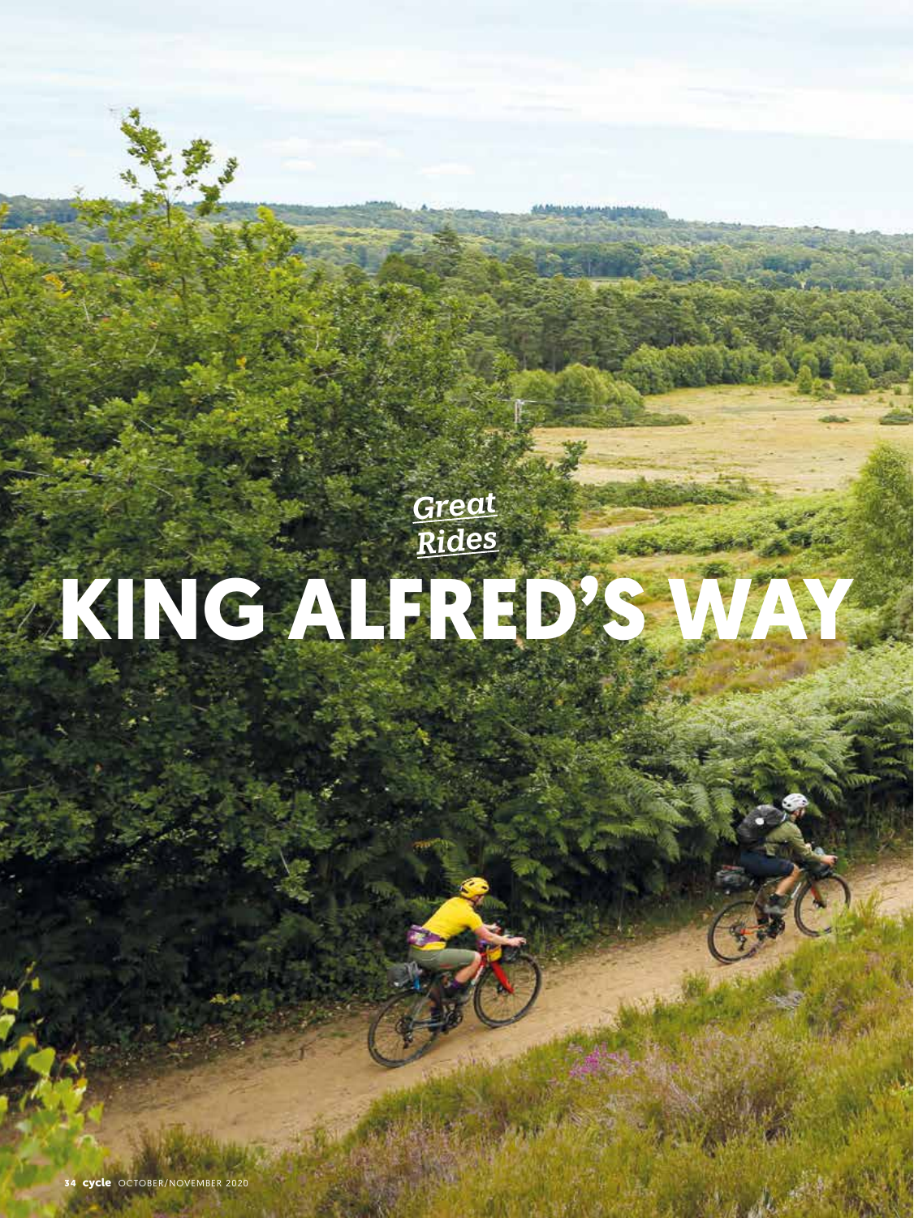*Great Rides*

# KING ALFRED'S WAY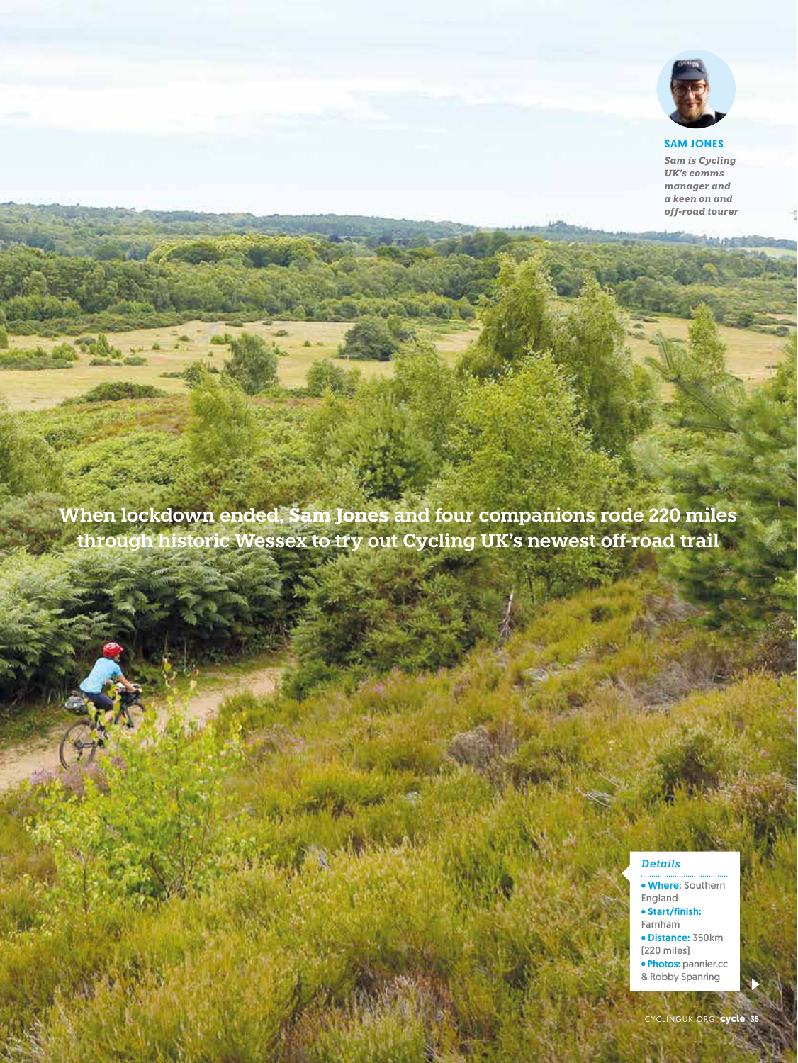**SAM JONES**

*Sam is Cycling UK's comms manager and a keen on and off-road tourer*

When lockdown ended, **Sam Jones** and four companions rode 220 miles through historic Wessex to try out Cycling UK's newest off-road trail

*Details*

- **Where:** Southern England
- **Start/finish:** Farnham
- **Distance:** 350km (220 miles)
- **Photos:** pannier.cc & Robby Spanring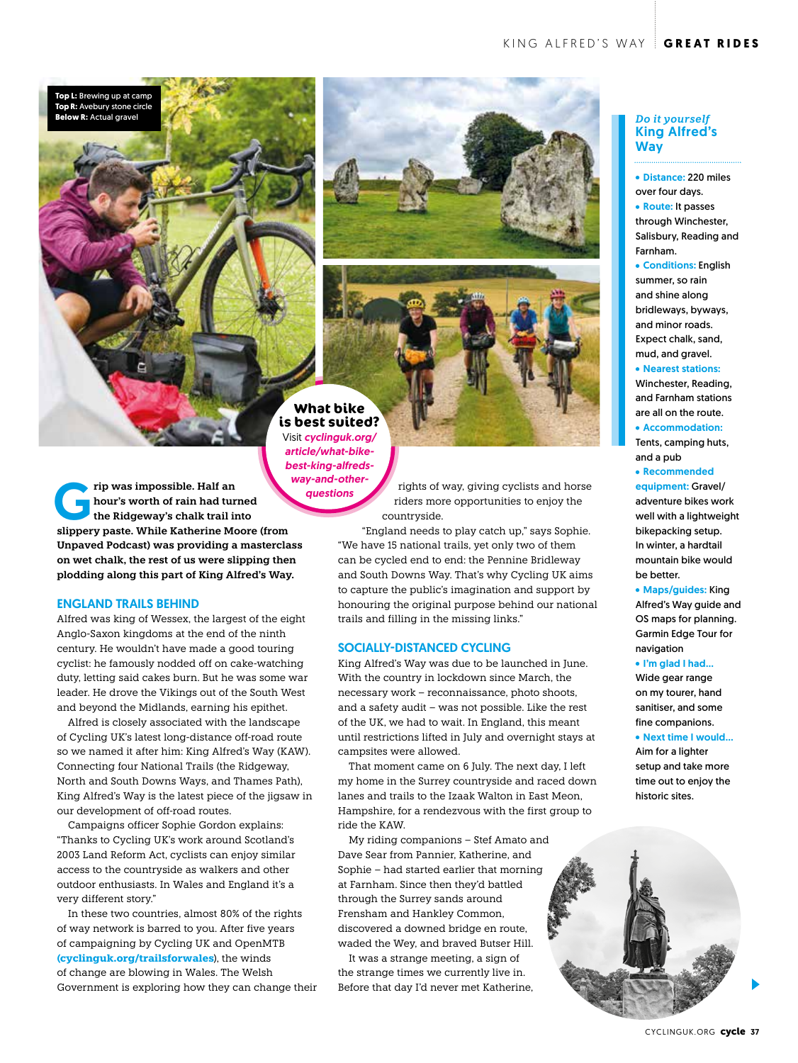Top L: Brewing up at camp
Top R: Avebury stone circle
Below R: Actual gravel

**What bike is best suited?**
Visit *cyclinguk.org/article/what-bike-best-king-alfreds-way-and-other-questions*

**Grip was impossible. Half an hour's worth of rain had turned the Ridgeway's chalk trail into slippery paste. While Katherine Moore (from Unpaved Podcast) was providing a masterclass on wet chalk, the rest of us were slipping then plodding along this part of King Alfred's Way.**

## ENGLAND TRAILS BEHIND

Alfred was king of Wessex, the largest of the eight Anglo-Saxon kingdoms at the end of the ninth century. He wouldn't have made a good touring cyclist: he famously nodded off on cake-watching duty, letting said cakes burn. But he was some war leader. He drove the Vikings out of the South West and beyond the Midlands, earning his epithet.

Alfred is closely associated with the landscape of Cycling UK's latest long-distance off-road route so we named it after him: King Alfred's Way (KAW). Connecting four National Trails (the Ridgeway, North and South Downs Ways, and Thames Path), King Alfred's Way is the latest piece of the jigsaw in our development of off-road routes.

Campaigns officer Sophie Gordon explains: "Thanks to Cycling UK's work around Scotland's 2003 Land Reform Act, cyclists can enjoy similar access to the countryside as walkers and other outdoor enthusiasts. In Wales and England it's a very different story."

In these two countries, almost 80% of the rights of way network is barred to you. After five years of campaigning by Cycling UK and OpenMTB **(cyclinguk.org/trailsforwales)**, the winds of change are blowing in Wales. The Welsh Government is exploring how they can change their rights of way, giving cyclists and horse riders more opportunities to enjoy the countryside.

"England needs to play catch up," says Sophie. "We have 15 national trails, yet only two of them can be cycled end to end: the Pennine Bridleway and South Downs Way. That's why Cycling UK aims to capture the public's imagination and support by honouring the original purpose behind our national trails and filling in the missing links."

## SOCIALLY-DISTANCED CYCLING

King Alfred's Way was due to be launched in June. With the country in lockdown since March, the necessary work – reconnaissance, photo shoots, and a safety audit – was not possible. Like the rest of the UK, we had to wait. In England, this meant until restrictions lifted in July and overnight stays at campsites were allowed.

That moment came on 6 July. The next day, I left my home in the Surrey countryside and raced down lanes and trails to the Izaak Walton in East Meon, Hampshire, for a rendezvous with the first group to ride the KAW.

My riding companions – Stef Amato and Dave Sear from Pannier, Katherine, and Sophie – had started earlier that morning at Farnham. Since then they'd battled through the Surrey sands around Frensham and Hankley Common, discovered a downed bridge en route, waded the Wey, and braved Butser Hill.

It was a strange meeting, a sign of the strange times we currently live in. Before that day I'd never met Katherine,

### *Do it yourself* King Alfred's Way

- **Distance:** 220 miles over four days.
- **Route:** It passes through Winchester, Salisbury, Reading and Farnham.
- **Conditions:** English summer, so rain and shine along bridleways, byways, and minor roads. Expect chalk, sand, mud, and gravel.
- **Nearest stations:** Winchester, Reading, and Farnham stations are all on the route.
- **Accommodation:** Tents, camping huts, and a pub
- **Recommended equipment:** Gravel/adventure bikes work well with a lightweight bikepacking setup. In winter, a hardtail mountain bike would be better.
- **Maps/guides:** King Alfred's Way guide and OS maps for planning. Garmin Edge Tour for navigation
- **I'm glad I had...** Wide gear range on my tourer, hand sanitiser, and some fine companions.
- **Next time I would...** Aim for a lighter setup and take more time out to enjoy the historic sites.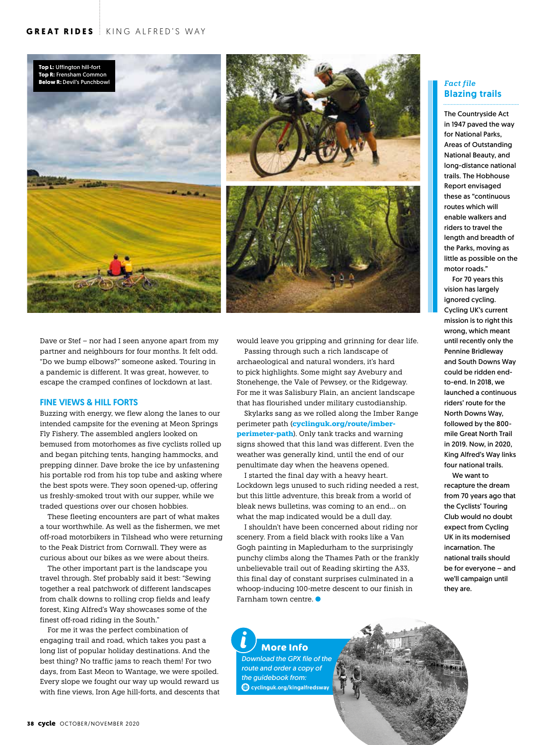Top L: Uffington hill-fort
Top R: Frensham Common
Below R: Devil's Punchbowl

Dave or Stef – nor had I seen anyone apart from my partner and neighbours for four months. It felt odd. "Do we bump elbows?" someone asked. Touring in a pandemic is different. It was great, however, to escape the cramped confines of lockdown at last.

## FINE VIEWS & HILL FORTS

Buzzing with energy, we flew along the lanes to our intended campsite for the evening at Meon Springs Fly Fishery. The assembled anglers looked on bemused from motorhomes as five cyclists rolled up and began pitching tents, hanging hammocks, and prepping dinner. Dave broke the ice by unfastening his portable rod from his top tube and asking where the best spots were. They soon opened-up, offering us freshly-smoked trout with our supper, while we traded questions over our chosen hobbies.

These fleeting encounters are part of what makes a tour worthwhile. As well as the fishermen, we met off-road motorbikers in Tilshead who were returning to the Peak District from Cornwall. They were as curious about our bikes as we were about theirs.

The other important part is the landscape you travel through. Stef probably said it best: "Sewing together a real patchwork of different landscapes from chalk downs to rolling crop fields and leafy forest, King Alfred's Way showcases some of the finest off-road riding in the South."

For me it was the perfect combination of engaging trail and road, which takes you past a long list of popular holiday destinations. And the best thing? No traffic jams to reach them! For two days, from East Meon to Wantage, we were spoiled. Every slope we fought our way up would reward us with fine views, Iron Age hill-forts, and descents that would leave you gripping and grinning for dear life.

Passing through such a rich landscape of archaeological and natural wonders, it's hard to pick highlights. Some might say Avebury and Stonehenge, the Vale of Pewsey, or the Ridgeway. For me it was Salisbury Plain, an ancient landscape that has flourished under military custodianship.

Skylarks sang as we rolled along the Imber Range perimeter path (**cyclinguk.org/route/imber-perimeter-path**). Only tank tracks and warning signs showed that this land was different. Even the weather was generally kind, until the end of our penultimate day when the heavens opened.

I started the final day with a heavy heart. Lockdown legs unused to such riding needed a rest, but this little adventure, this break from a world of bleak news bulletins, was coming to an end... on what the map indicated would be a dull day.

I shouldn't have been concerned about riding nor scenery. From a field black with rooks like a Van Gogh painting in Mapledurham to the surprisingly punchy climbs along the Thames Path or the frankly unbelievable trail out of Reading skirting the A33, this final day of constant surprises culminated in a whoop-inducing 100-metre descent to our finish in Farnham town centre. ●

### More Info

*Download the GPX file of the route and order a copy of the guidebook from:*
**cyclinguk.org/kingalfredsway**

### *Fact file*
### Blazing trails

The Countryside Act in 1947 paved the way for National Parks, Areas of Outstanding National Beauty, and long-distance national trails. The Hobhouse Report envisaged these as "continuous routes which will enable walkers and riders to travel the length and breadth of the Parks, moving as little as possible on the motor roads."

For 70 years this vision has largely ignored cycling. Cycling UK's current mission is to right this wrong, which meant until recently only the Pennine Bridleway and South Downs Way could be ridden end-to-end. In 2018, we launched a continuous riders' route for the North Downs Way, followed by the 800-mile Great North Trail in 2019. Now, in 2020, King Alfred's Way links four national trails.

We want to recapture the dream from 70 years ago that the Cyclists' Touring Club would no doubt expect from Cycling UK in its modernised incarnation. The national trails should be for everyone – and we'll campaign until they are.